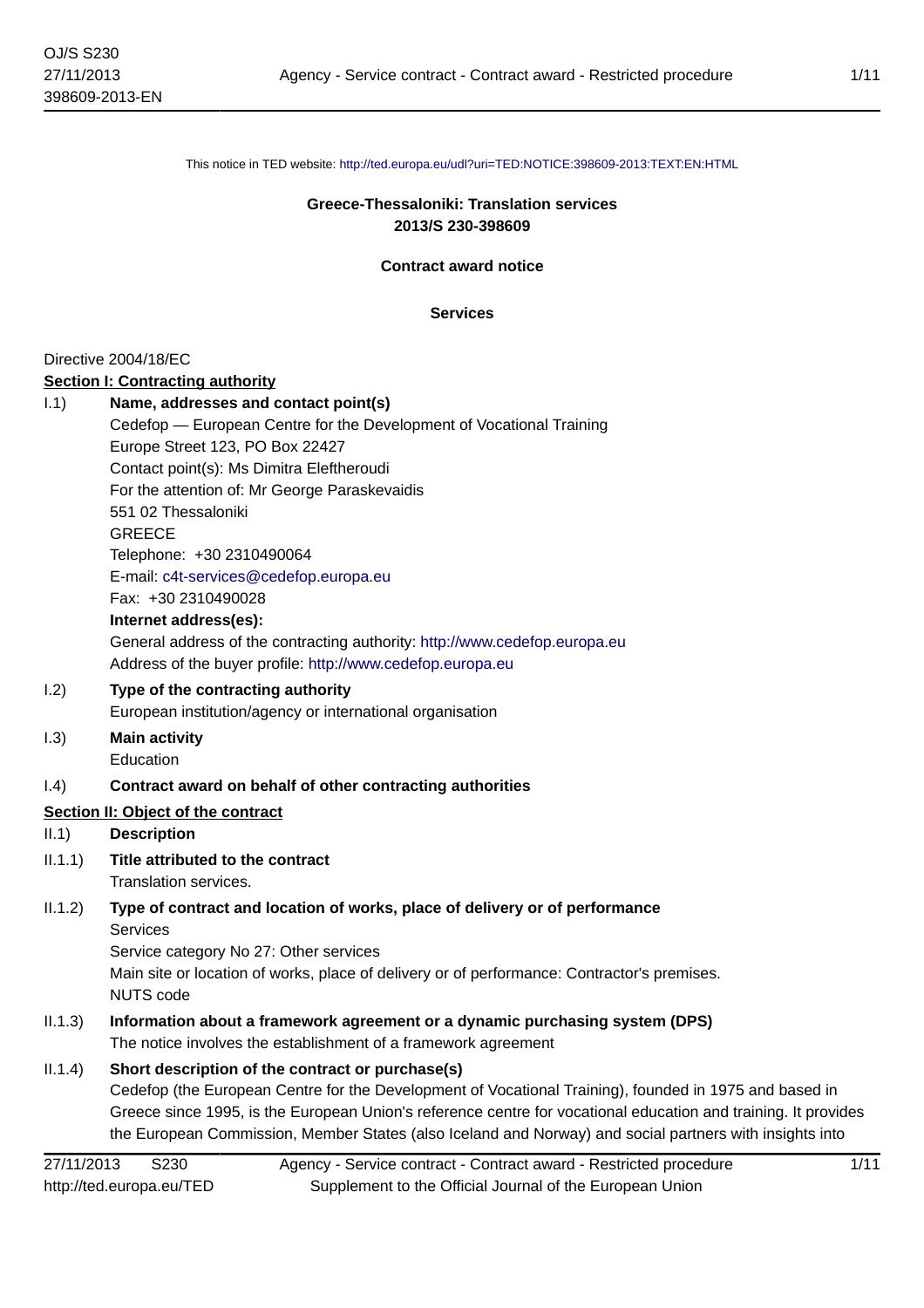This notice in TED website: http://ted.europa.eu/udl?uri=TED:NOTICE:398609-2013:TEXT:EN:HTML

**Greece-Thessaloniki: Translation services**
**2013/S 230-398609**

**Contract award notice**

**Services**

Directive 2004/18/EC

**Section I: Contracting authority**

I.1) **Name, addresses and contact point(s)**

Cedefop — European Centre for the Development of Vocational Training
Europe Street 123, PO Box 22427
Contact point(s): Ms Dimitra Eleftheroudi
For the attention of: Mr George Paraskevaidis
551 02 Thessaloniki
GREECE
Telephone: +30 2310490064
E-mail: c4t-services@cedefop.europa.eu
Fax: +30 2310490028

**Internet address(es):**

General address of the contracting authority: http://www.cedefop.europa.eu
Address of the buyer profile: http://www.cedefop.europa.eu

I.2) **Type of the contracting authority**

European institution/agency or international organisation

I.3) **Main activity**

Education

I.4) **Contract award on behalf of other contracting authorities**

**Section II: Object of the contract**

II.1) **Description**

II.1.1) **Title attributed to the contract**

Translation services.

II.1.2) **Type of contract and location of works, place of delivery or of performance**

Services
Service category No 27: Other services
Main site or location of works, place of delivery or of performance: Contractor's premises.
NUTS code

II.1.3) **Information about a framework agreement or a dynamic purchasing system (DPS)**

The notice involves the establishment of a framework agreement

II.1.4) **Short description of the contract or purchase(s)**

Cedefop (the European Centre for the Development of Vocational Training), founded in 1975 and based in Greece since 1995, is the European Union's reference centre for vocational education and training. It provides the European Commission, Member States (also Iceland and Norway) and social partners with insights into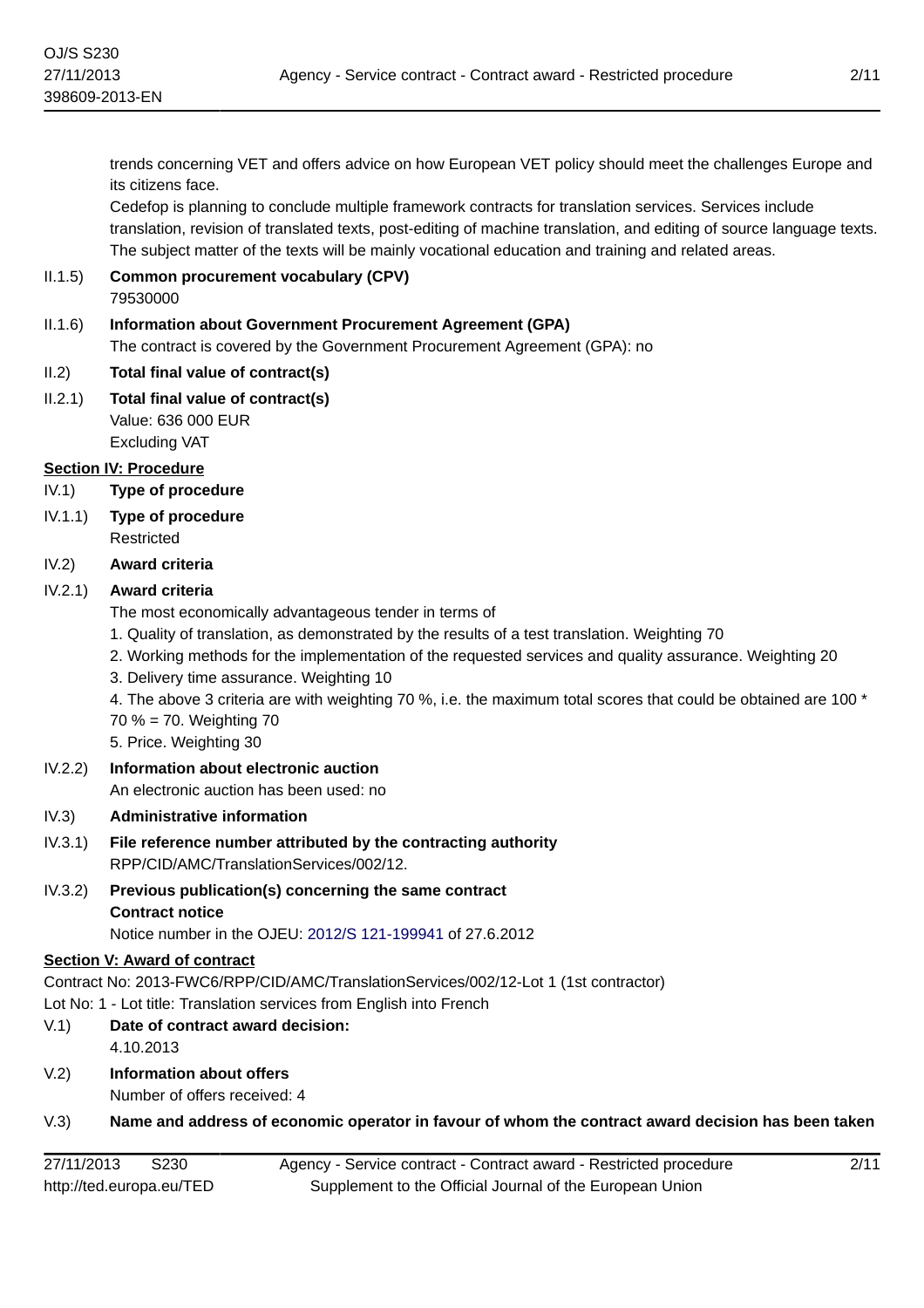trends concerning VET and offers advice on how European VET policy should meet the challenges Europe and its citizens face.

Cedefop is planning to conclude multiple framework contracts for translation services. Services include translation, revision of translated texts, post-editing of machine translation, and editing of source language texts. The subject matter of the texts will be mainly vocational education and training and related areas.

II.1.5) **Common procurement vocabulary (CPV)**

79530000

II.1.6) **Information about Government Procurement Agreement (GPA)**

The contract is covered by the Government Procurement Agreement (GPA): no

II.2) **Total final value of contract(s)**

II.2.1) **Total final value of contract(s)**

Value: 636 000 EUR

Excluding VAT

**Section IV: Procedure**

IV.1) **Type of procedure**

IV.1.1) **Type of procedure**

Restricted

IV.2) **Award criteria**

IV.2.1) **Award criteria**

The most economically advantageous tender in terms of

1. Quality of translation, as demonstrated by the results of a test translation. Weighting 70
2. Working methods for the implementation of the requested services and quality assurance. Weighting 20
3. Delivery time assurance. Weighting 10
4. The above 3 criteria are with weighting 70 %, i.e. the maximum total scores that could be obtained are 100 * 70 % = 70. Weighting 70
5. Price. Weighting 30

IV.2.2) **Information about electronic auction**

An electronic auction has been used: no

IV.3) **Administrative information**

IV.3.1) **File reference number attributed by the contracting authority**

RPP/CID/AMC/TranslationServices/002/12.

IV.3.2) **Previous publication(s) concerning the same contract**

**Contract notice**

Notice number in the OJEU: 2012/S 121-199941 of 27.6.2012

**Section V: Award of contract**

Contract No: 2013-FWC6/RPP/CID/AMC/TranslationServices/002/12-Lot 1 (1st contractor)

Lot No: 1 - Lot title: Translation services from English into French

V.1) **Date of contract award decision:**

4.10.2013

V.2) **Information about offers**

Number of offers received: 4

V.3) **Name and address of economic operator in favour of whom the contract award decision has been taken**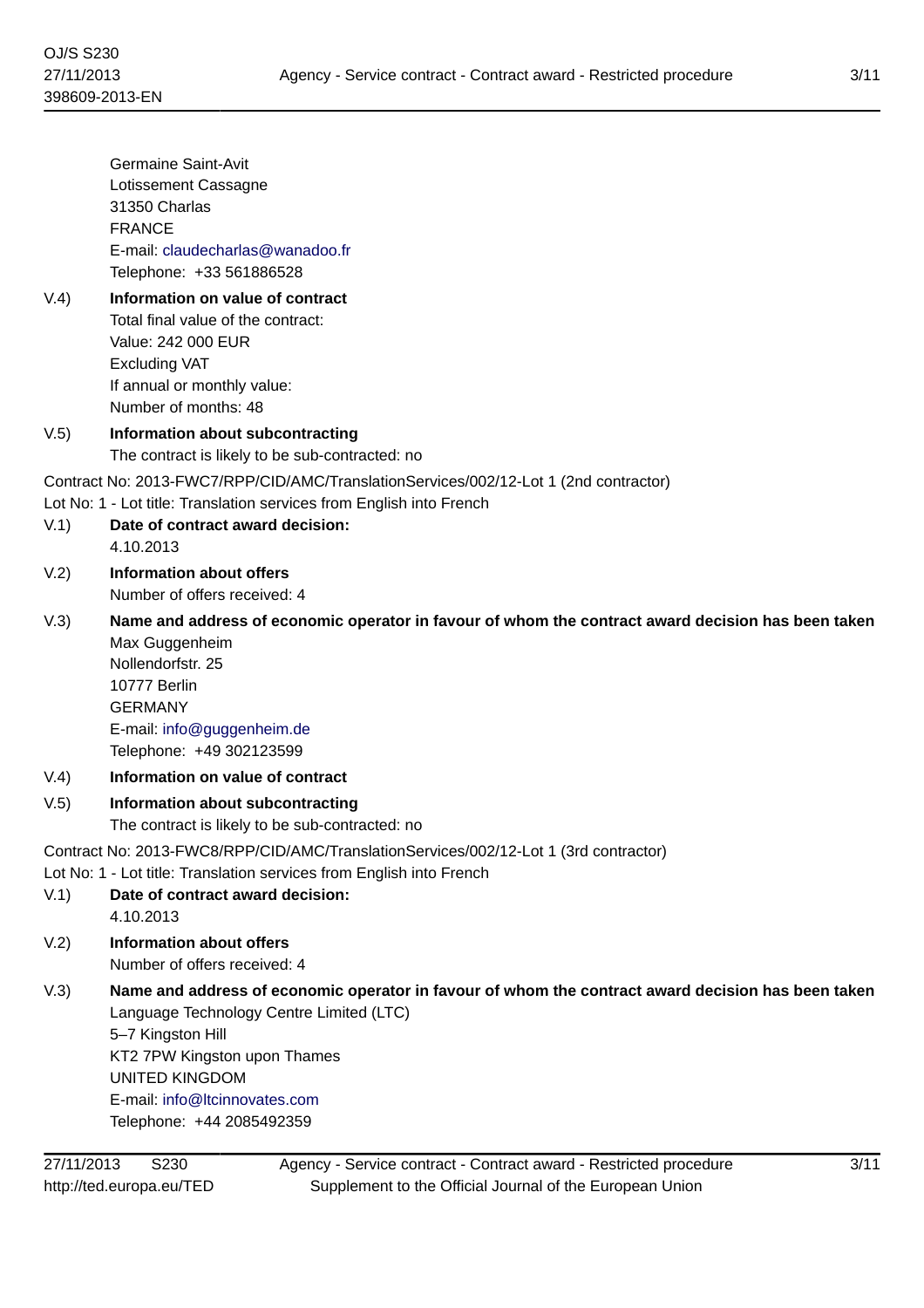Germaine Saint-Avit
Lotissement Cassagne
31350 Charlas
FRANCE
E-mail: claudecharlas@wanadoo.fr
Telephone: +33 561886528

V.4) **Information on value of contract**
Total final value of the contract:
Value: 242 000 EUR
Excluding VAT
If annual or monthly value:
Number of months: 48

V.5) **Information about subcontracting**
The contract is likely to be sub-contracted: no

Contract No: 2013-FWC7/RPP/CID/AMC/TranslationServices/002/12-Lot 1 (2nd contractor)
Lot No: 1 - Lot title: Translation services from English into French

V.1) **Date of contract award decision:**
4.10.2013

V.2) **Information about offers**
Number of offers received: 4

V.3) **Name and address of economic operator in favour of whom the contract award decision has been taken**
Max Guggenheim
Nollendorfstr. 25
10777 Berlin
GERMANY
E-mail: info@guggenheim.de
Telephone: +49 302123599

V.4) **Information on value of contract**

V.5) **Information about subcontracting**
The contract is likely to be sub-contracted: no

Contract No: 2013-FWC8/RPP/CID/AMC/TranslationServices/002/12-Lot 1 (3rd contractor)
Lot No: 1 - Lot title: Translation services from English into French

V.1) **Date of contract award decision:**
4.10.2013

V.2) **Information about offers**
Number of offers received: 4

V.3) **Name and address of economic operator in favour of whom the contract award decision has been taken**
Language Technology Centre Limited (LTC)
5–7 Kingston Hill
KT2 7PW Kingston upon Thames
UNITED KINGDOM
E-mail: info@ltcinnovates.com
Telephone: +44 2085492359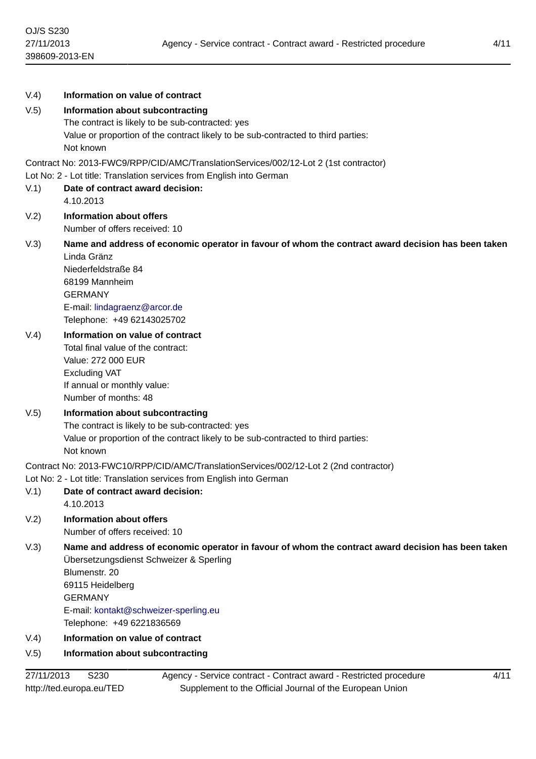V.4) **Information on value of contract**

V.5) **Information about subcontracting**

The contract is likely to be sub-contracted: yes

Value or proportion of the contract likely to be sub-contracted to third parties:

Not known

Contract No: 2013-FWC9/RPP/CID/AMC/TranslationServices/002/12-Lot 2 (1st contractor)

Lot No: 2 - Lot title: Translation services from English into German

V.1) **Date of contract award decision:**

4.10.2013

V.2) **Information about offers**

Number of offers received: 10

V.3) **Name and address of economic operator in favour of whom the contract award decision has been taken**

Linda Gränz

Niederfeldstraße 84

68199 Mannheim

GERMANY

E-mail: lindagraenz@arcor.de

Telephone: +49 62143025702

V.4) **Information on value of contract**

Total final value of the contract:

Value: 272 000 EUR

Excluding VAT

If annual or monthly value:

Number of months: 48

V.5) **Information about subcontracting**

The contract is likely to be sub-contracted: yes

Value or proportion of the contract likely to be sub-contracted to third parties:

Not known

Contract No: 2013-FWC10/RPP/CID/AMC/TranslationServices/002/12-Lot 2 (2nd contractor)

Lot No: 2 - Lot title: Translation services from English into German

V.1) **Date of contract award decision:**

4.10.2013

V.2) **Information about offers**

Number of offers received: 10

V.3) **Name and address of economic operator in favour of whom the contract award decision has been taken**

Übersetzungsdienst Schweizer & Sperling

Blumenstr. 20

69115 Heidelberg

GERMANY

E-mail: kontakt@schweizer-sperling.eu

Telephone: +49 6221836569

V.4) **Information on value of contract**

V.5) **Information about subcontracting**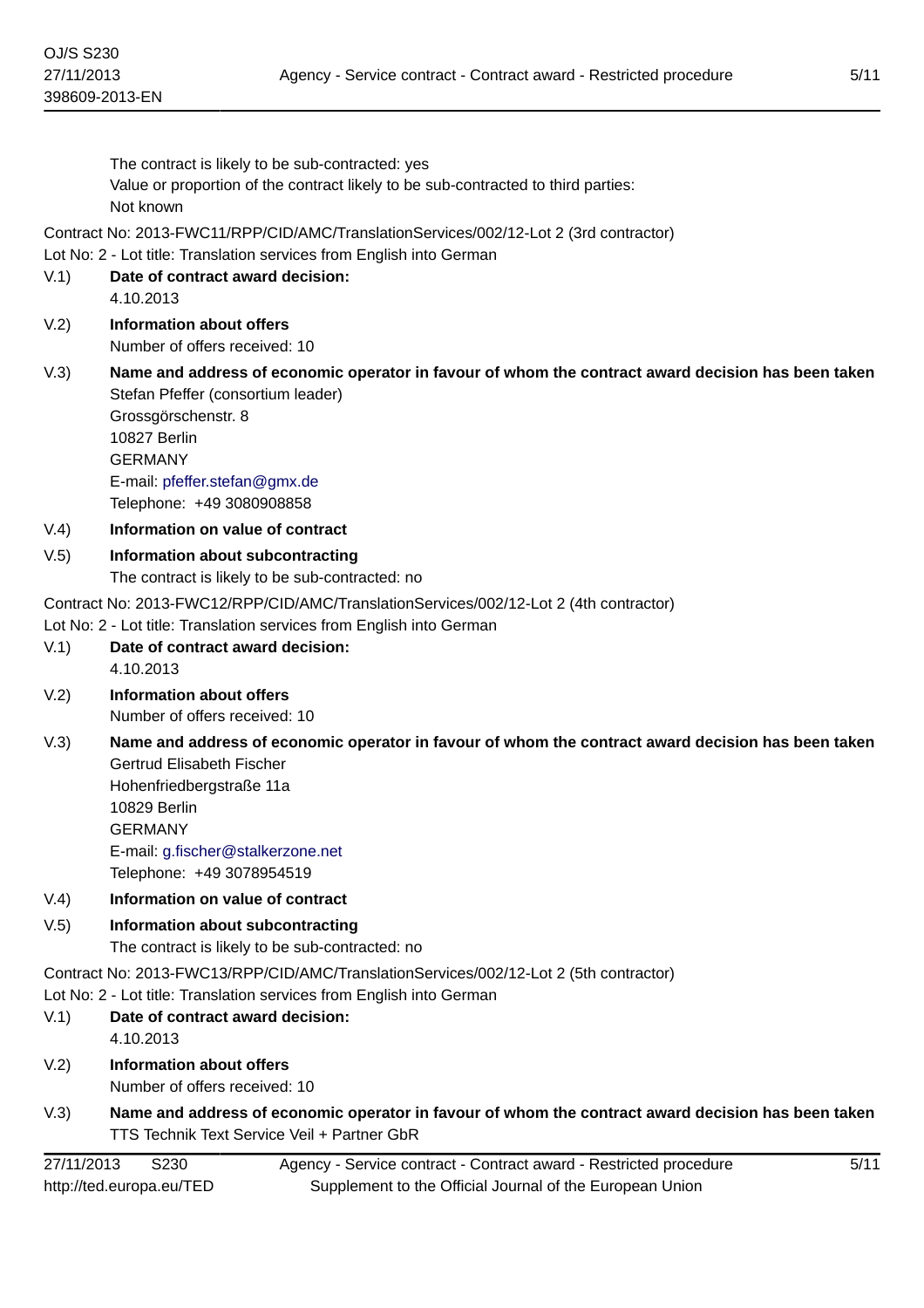The contract is likely to be sub-contracted: yes
Value or proportion of the contract likely to be sub-contracted to third parties:
Not known

Contract No: 2013-FWC11/RPP/CID/AMC/TranslationServices/002/12-Lot 2 (3rd contractor)
Lot No: 2 - Lot title: Translation services from English into German

V.1) **Date of contract award decision:**
4.10.2013

V.2) **Information about offers**
Number of offers received: 10

V.3) **Name and address of economic operator in favour of whom the contract award decision has been taken**
Stefan Pfeffer (consortium leader)
Grossgörschenstr. 8
10827 Berlin
GERMANY
E-mail: pfeffer.stefan@gmx.de
Telephone: +49 3080908858

V.4) **Information on value of contract**

V.5) **Information about subcontracting**
The contract is likely to be sub-contracted: no

Contract No: 2013-FWC12/RPP/CID/AMC/TranslationServices/002/12-Lot 2 (4th contractor)
Lot No: 2 - Lot title: Translation services from English into German

V.1) **Date of contract award decision:**
4.10.2013

V.2) **Information about offers**
Number of offers received: 10

V.3) **Name and address of economic operator in favour of whom the contract award decision has been taken**
Gertrud Elisabeth Fischer
Hohenfriedbergstraße 11a
10829 Berlin
GERMANY
E-mail: g.fischer@stalkerzone.net
Telephone: +49 3078954519

V.4) **Information on value of contract**

V.5) **Information about subcontracting**
The contract is likely to be sub-contracted: no

Contract No: 2013-FWC13/RPP/CID/AMC/TranslationServices/002/12-Lot 2 (5th contractor)
Lot No: 2 - Lot title: Translation services from English into German

V.1) **Date of contract award decision:**
4.10.2013

V.2) **Information about offers**
Number of offers received: 10

V.3) **Name and address of economic operator in favour of whom the contract award decision has been taken**
TTS Technik Text Service Veil + Partner GbR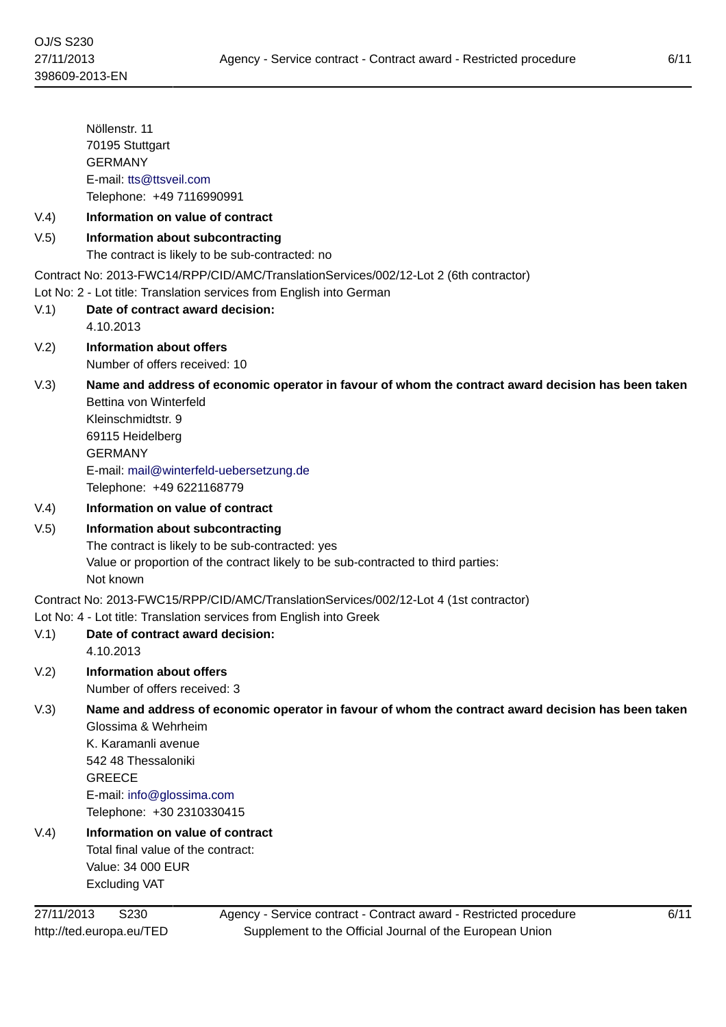Nöllenstr. 11
70195 Stuttgart
GERMANY
E-mail: tts@ttsveil.com
Telephone: +49 7116990991

V.4) **Information on value of contract**

V.5) **Information about subcontracting**
The contract is likely to be sub-contracted: no

Contract No: 2013-FWC14/RPP/CID/AMC/TranslationServices/002/12-Lot 2 (6th contractor)
Lot No: 2 - Lot title: Translation services from English into German

V.1) **Date of contract award decision:**
4.10.2013

V.2) **Information about offers**
Number of offers received: 10

V.3) **Name and address of economic operator in favour of whom the contract award decision has been taken**
Bettina von Winterfeld
Kleinschmidtstr. 9
69115 Heidelberg
GERMANY
E-mail: mail@winterfeld-uebersetzung.de
Telephone: +49 6221168779

V.4) **Information on value of contract**

V.5) **Information about subcontracting**
The contract is likely to be sub-contracted: yes
Value or proportion of the contract likely to be sub-contracted to third parties:
Not known

Contract No: 2013-FWC15/RPP/CID/AMC/TranslationServices/002/12-Lot 4 (1st contractor)
Lot No: 4 - Lot title: Translation services from English into Greek

V.1) **Date of contract award decision:**
4.10.2013

V.2) **Information about offers**
Number of offers received: 3

V.3) **Name and address of economic operator in favour of whom the contract award decision has been taken**
Glossima & Wehrheim
K. Karamanli avenue
542 48 Thessaloniki
GREECE
E-mail: info@glossima.com
Telephone: +30 2310330415

V.4) **Information on value of contract**
Total final value of the contract:
Value: 34 000 EUR
Excluding VAT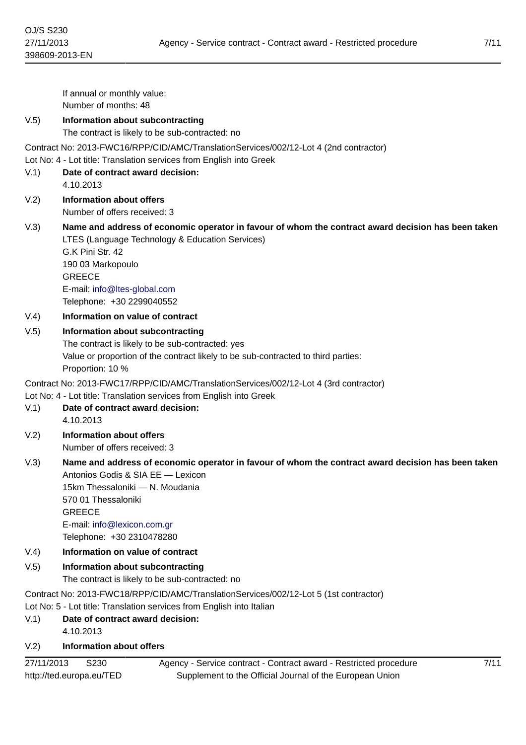If annual or monthly value:
Number of months: 48

V.5) **Information about subcontracting**
The contract is likely to be sub-contracted: no

Contract No: 2013-FWC16/RPP/CID/AMC/TranslationServices/002/12-Lot 4 (2nd contractor)
Lot No: 4 - Lot title: Translation services from English into Greek

V.1) **Date of contract award decision:**
4.10.2013

V.2) **Information about offers**
Number of offers received: 3

V.3) **Name and address of economic operator in favour of whom the contract award decision has been taken**
LTES (Language Technology & Education Services)
G.K Pini Str. 42
190 03 Markopoulo
GREECE
E-mail: info@ltes-global.com
Telephone: +30 2299040552

V.4) **Information on value of contract**

V.5) **Information about subcontracting**
The contract is likely to be sub-contracted: yes
Value or proportion of the contract likely to be sub-contracted to third parties:
Proportion: 10 %

Contract No: 2013-FWC17/RPP/CID/AMC/TranslationServices/002/12-Lot 4 (3rd contractor)
Lot No: 4 - Lot title: Translation services from English into Greek

V.1) **Date of contract award decision:**
4.10.2013

V.2) **Information about offers**
Number of offers received: 3

V.3) **Name and address of economic operator in favour of whom the contract award decision has been taken**
Antonios Godis & SIA EE — Lexicon
15km Thessaloniki — N. Moudania
570 01 Thessaloniki
GREECE
E-mail: info@lexicon.com.gr
Telephone: +30 2310478280

V.4) **Information on value of contract**

V.5) **Information about subcontracting**
The contract is likely to be sub-contracted: no

Contract No: 2013-FWC18/RPP/CID/AMC/TranslationServices/002/12-Lot 5 (1st contractor)
Lot No: 5 - Lot title: Translation services from English into Italian

V.1) **Date of contract award decision:**
4.10.2013

V.2) **Information about offers**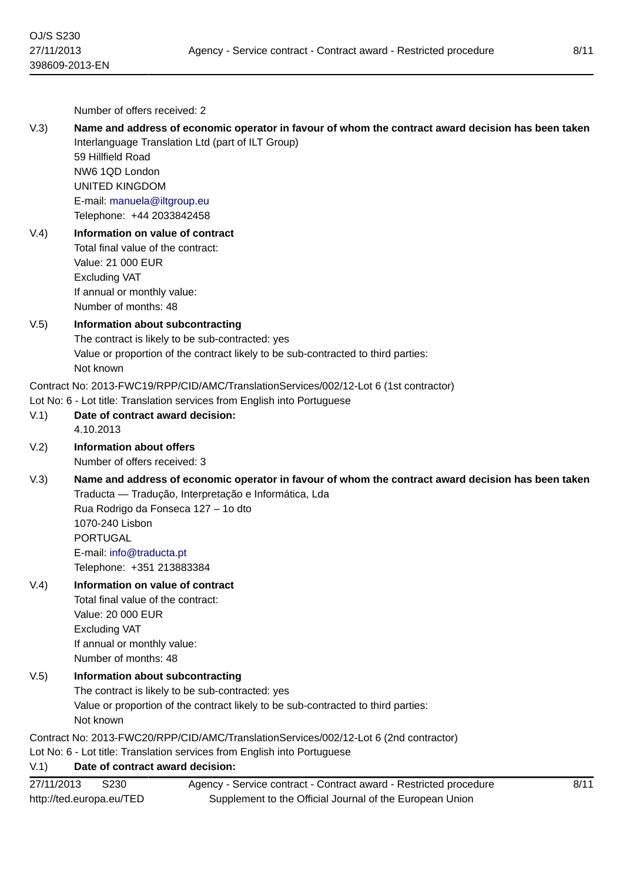Number of offers received: 2

V.3) **Name and address of economic operator in favour of whom the contract award decision has been taken**

Interlanguage Translation Ltd (part of ILT Group)
59 Hillfield Road
NW6 1QD London
UNITED KINGDOM
E-mail: manuela@iltgroup.eu
Telephone: +44 2033842458

V.4) **Information on value of contract**

Total final value of the contract:
Value: 21 000 EUR
Excluding VAT
If annual or monthly value:
Number of months: 48

V.5) **Information about subcontracting**

The contract is likely to be sub-contracted: yes
Value or proportion of the contract likely to be sub-contracted to third parties:
Not known

Contract No: 2013-FWC19/RPP/CID/AMC/TranslationServices/002/12-Lot 6 (1st contractor)
Lot No: 6 - Lot title: Translation services from English into Portuguese

V.1) **Date of contract award decision:**

4.10.2013

V.2) **Information about offers**

Number of offers received: 3

V.3) **Name and address of economic operator in favour of whom the contract award decision has been taken**

Traducta — Tradução, Interpretação e Informática, Lda
Rua Rodrigo da Fonseca 127 – 1o dto
1070-240 Lisbon
PORTUGAL
E-mail: info@traducta.pt
Telephone: +351 213883384

V.4) **Information on value of contract**

Total final value of the contract:
Value: 20 000 EUR
Excluding VAT
If annual or monthly value:
Number of months: 48

V.5) **Information about subcontracting**

The contract is likely to be sub-contracted: yes
Value or proportion of the contract likely to be sub-contracted to third parties:
Not known

Contract No: 2013-FWC20/RPP/CID/AMC/TranslationServices/002/12-Lot 6 (2nd contractor)
Lot No: 6 - Lot title: Translation services from English into Portuguese

V.1) **Date of contract award decision:**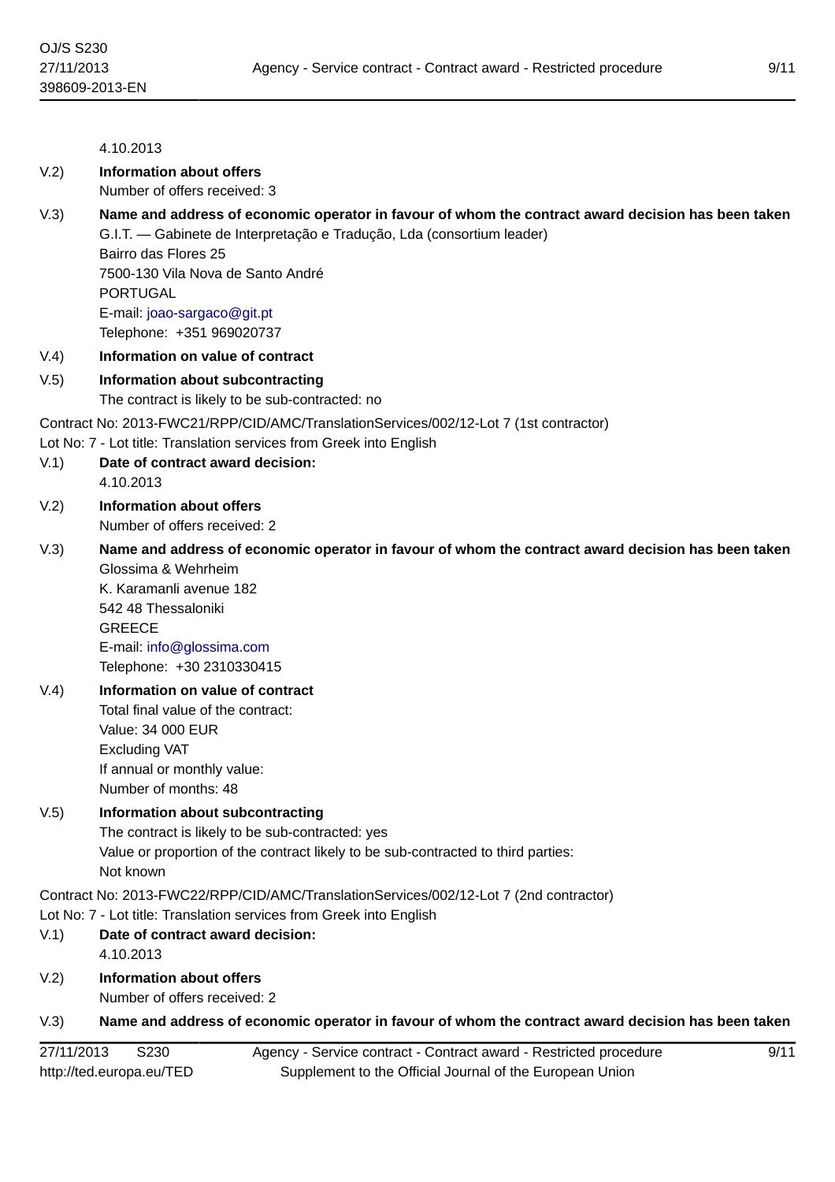4.10.2013

V.2) **Information about offers**

Number of offers received: 3

V.3) **Name and address of economic operator in favour of whom the contract award decision has been taken**

G.I.T. — Gabinete de Interpretação e Tradução, Lda (consortium leader)
Bairro das Flores 25
7500-130 Vila Nova de Santo André
PORTUGAL
E-mail: joao-sargaco@git.pt
Telephone: +351 969020737

V.4) **Information on value of contract**

V.5) **Information about subcontracting**

The contract is likely to be sub-contracted: no

Contract No: 2013-FWC21/RPP/CID/AMC/TranslationServices/002/12-Lot 7 (1st contractor)
Lot No: 7 - Lot title: Translation services from Greek into English

V.1) **Date of contract award decision:**

4.10.2013

V.2) **Information about offers**

Number of offers received: 2

V.3) **Name and address of economic operator in favour of whom the contract award decision has been taken**

Glossima & Wehrheim
K. Karamanli avenue 182
542 48 Thessaloniki
GREECE
E-mail: info@glossima.com
Telephone: +30 2310330415

V.4) **Information on value of contract**

Total final value of the contract:
Value: 34 000 EUR
Excluding VAT
If annual or monthly value:
Number of months: 48

V.5) **Information about subcontracting**

The contract is likely to be sub-contracted: yes
Value or proportion of the contract likely to be sub-contracted to third parties:
Not known

Contract No: 2013-FWC22/RPP/CID/AMC/TranslationServices/002/12-Lot 7 (2nd contractor)
Lot No: 7 - Lot title: Translation services from Greek into English

V.1) **Date of contract award decision:**

4.10.2013

V.2) **Information about offers**

Number of offers received: 2

V.3) **Name and address of economic operator in favour of whom the contract award decision has been taken**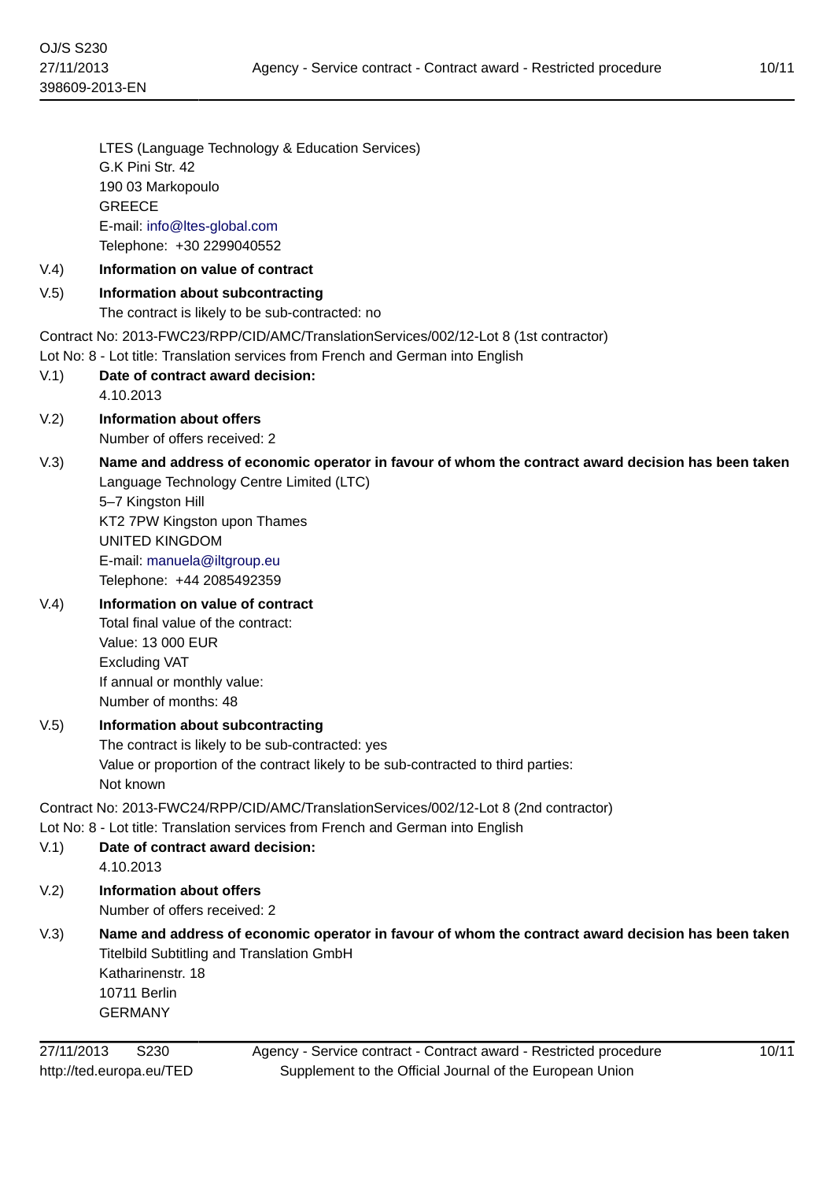LTES (Language Technology & Education Services)
G.K Pini Str. 42
190 03 Markopoulo
GREECE
E-mail: info@ltes-global.com
Telephone: +30 2299040552

**V.4) Information on value of contract**

**V.5) Information about subcontracting**

The contract is likely to be sub-contracted: no

Contract No: 2013-FWC23/RPP/CID/AMC/TranslationServices/002/12-Lot 8 (1st contractor)
Lot No: 8 - Lot title: Translation services from French and German into English

**V.1) Date of contract award decision:**

4.10.2013

**V.2) Information about offers**

Number of offers received: 2

**V.3) Name and address of economic operator in favour of whom the contract award decision has been taken**

Language Technology Centre Limited (LTC)
5–7 Kingston Hill
KT2 7PW Kingston upon Thames
UNITED KINGDOM
E-mail: manuela@iltgroup.eu
Telephone: +44 2085492359

**V.4) Information on value of contract**

Total final value of the contract:
Value: 13 000 EUR
Excluding VAT
If annual or monthly value:
Number of months: 48

**V.5) Information about subcontracting**

The contract is likely to be sub-contracted: yes
Value or proportion of the contract likely to be sub-contracted to third parties:
Not known

Contract No: 2013-FWC24/RPP/CID/AMC/TranslationServices/002/12-Lot 8 (2nd contractor)
Lot No: 8 - Lot title: Translation services from French and German into English

**V.1) Date of contract award decision:**

4.10.2013

**V.2) Information about offers**

Number of offers received: 2

**V.3) Name and address of economic operator in favour of whom the contract award decision has been taken**

Titelbild Subtitling and Translation GmbH
Katharinenstr. 18
10711 Berlin
GERMANY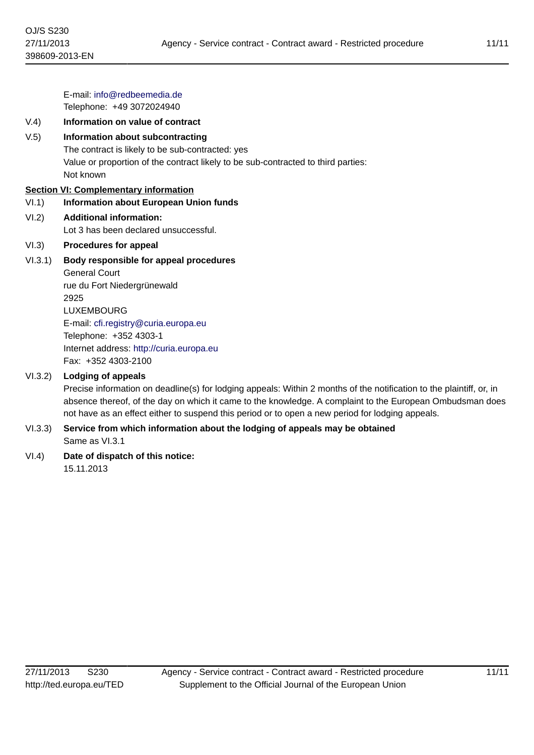E-mail: info@redbeemedia.de
Telephone: +49 3072024940

V.4) **Information on value of contract**

V.5) **Information about subcontracting**

The contract is likely to be sub-contracted: yes
Value or proportion of the contract likely to be sub-contracted to third parties:
Not known

**Section VI: Complementary information**

VI.1) **Information about European Union funds**

VI.2) **Additional information:**

Lot 3 has been declared unsuccessful.

VI.3) **Procedures for appeal**

VI.3.1) **Body responsible for appeal procedures**

General Court
rue du Fort Niedergrünewald
2925
LUXEMBOURG
E-mail: cfi.registry@curia.europa.eu
Telephone: +352 4303-1
Internet address: http://curia.europa.eu
Fax: +352 4303-2100

VI.3.2) **Lodging of appeals**

Precise information on deadline(s) for lodging appeals: Within 2 months of the notification to the plaintiff, or, in absence thereof, of the day on which it came to the knowledge. A complaint to the European Ombudsman does not have as an effect either to suspend this period or to open a new period for lodging appeals.

VI.3.3) **Service from which information about the lodging of appeals may be obtained**

Same as VI.3.1

VI.4) **Date of dispatch of this notice:**

15.11.2013